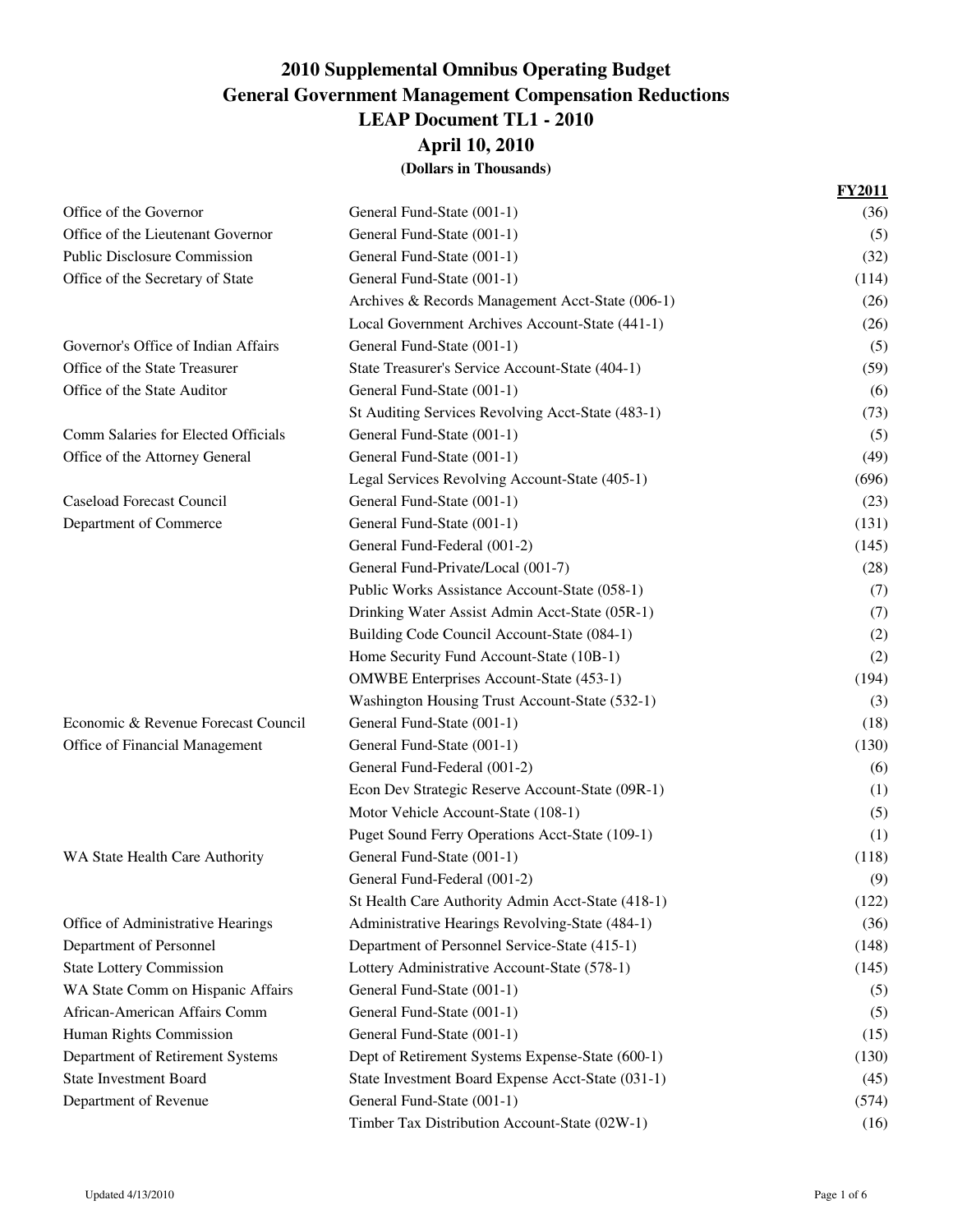# 2010 Supplemental Omnibus Operating Budget
## General Government Management Compensation Reductions
## LEAP Document TL1 - 2010
## April 10, 2010
**(Dollars in Thousands)**

| | | FY2011 |
|---|---|---|
| Office of the Governor | General Fund-State (001-1) | (36) |
| Office of the Lieutenant Governor | General Fund-State (001-1) | (5) |
| Public Disclosure Commission | General Fund-State (001-1) | (32) |
| Office of the Secretary of State | General Fund-State (001-1) | (114) |
| | Archives & Records Management Acct-State (006-1) | (26) |
| | Local Government Archives Account-State (441-1) | (26) |
| Governor's Office of Indian Affairs | General Fund-State (001-1) | (5) |
| Office of the State Treasurer | State Treasurer's Service Account-State (404-1) | (59) |
| Office of the State Auditor | General Fund-State (001-1) | (6) |
| | St Auditing Services Revolving Acct-State (483-1) | (73) |
| Comm Salaries for Elected Officials | General Fund-State (001-1) | (5) |
| Office of the Attorney General | General Fund-State (001-1) | (49) |
| | Legal Services Revolving Account-State (405-1) | (696) |
| Caseload Forecast Council | General Fund-State (001-1) | (23) |
| Department of Commerce | General Fund-State (001-1) | (131) |
| | General Fund-Federal (001-2) | (145) |
| | General Fund-Private/Local (001-7) | (28) |
| | Public Works Assistance Account-State (058-1) | (7) |
| | Drinking Water Assist Admin Acct-State (05R-1) | (7) |
| | Building Code Council Account-State (084-1) | (2) |
| | Home Security Fund Account-State (10B-1) | (2) |
| | OMWBE Enterprises Account-State (453-1) | (194) |
| | Washington Housing Trust Account-State (532-1) | (3) |
| Economic & Revenue Forecast Council | General Fund-State (001-1) | (18) |
| Office of Financial Management | General Fund-State (001-1) | (130) |
| | General Fund-Federal (001-2) | (6) |
| | Econ Dev Strategic Reserve Account-State (09R-1) | (1) |
| | Motor Vehicle Account-State (108-1) | (5) |
| | Puget Sound Ferry Operations Acct-State (109-1) | (1) |
| WA State Health Care Authority | General Fund-State (001-1) | (118) |
| | General Fund-Federal (001-2) | (9) |
| | St Health Care Authority Admin Acct-State (418-1) | (122) |
| Office of Administrative Hearings | Administrative Hearings Revolving-State (484-1) | (36) |
| Department of Personnel | Department of Personnel Service-State (415-1) | (148) |
| State Lottery Commission | Lottery Administrative Account-State (578-1) | (145) |
| WA State Comm on Hispanic Affairs | General Fund-State (001-1) | (5) |
| African-American Affairs Comm | General Fund-State (001-1) | (5) |
| Human Rights Commission | General Fund-State (001-1) | (15) |
| Department of Retirement Systems | Dept of Retirement Systems Expense-State (600-1) | (130) |
| State Investment Board | State Investment Board Expense Acct-State (031-1) | (45) |
| Department of Revenue | General Fund-State (001-1) | (574) |
| | Timber Tax Distribution Account-State (02W-1) | (16) |

Updated 4/13/2010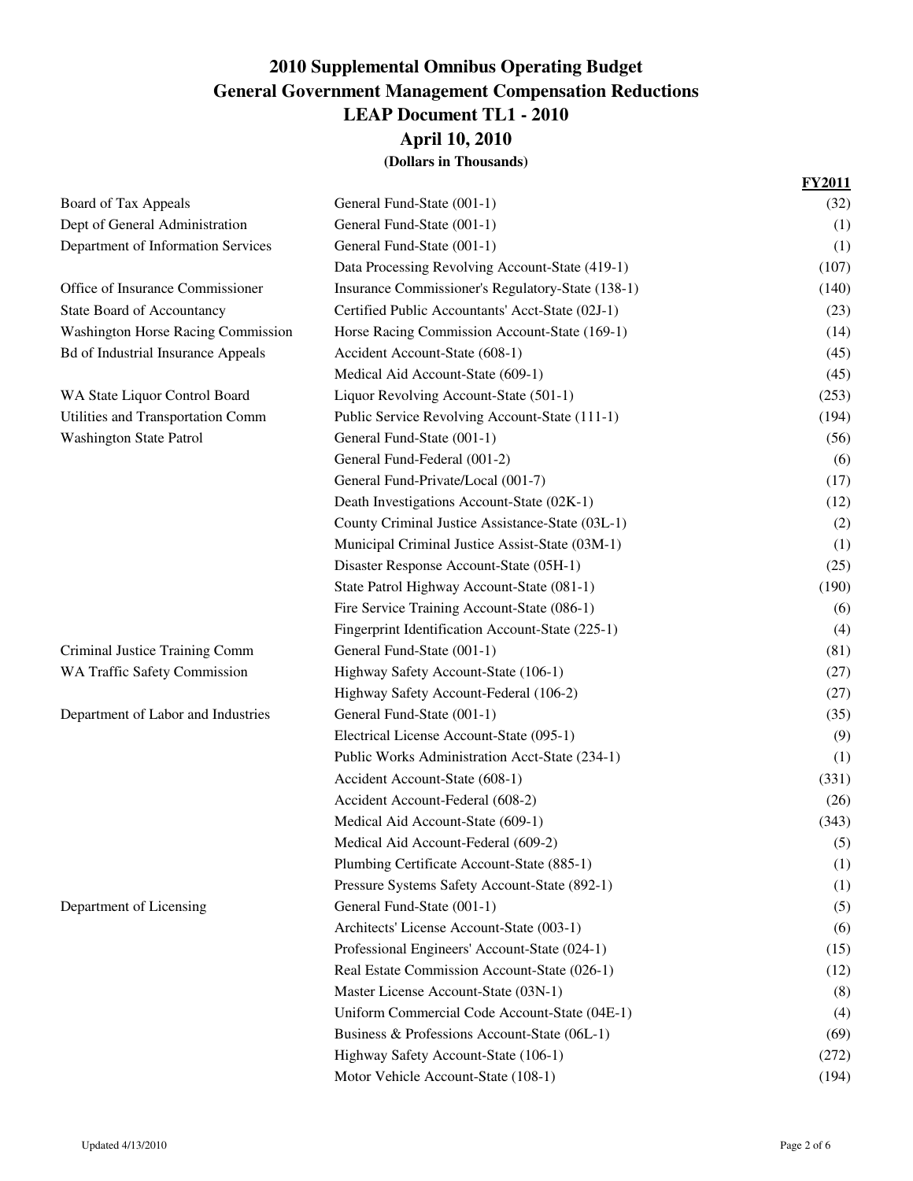# 2010 Supplemental Omnibus Operating Budget
## General Government Management Compensation Reductions
## LEAP Document TL1 - 2010
## April 10, 2010

**(Dollars in Thousands)**

| | | FY2011 |
|---|---|---|
| Board of Tax Appeals | General Fund-State (001-1) | (32) |
| Dept of General Administration | General Fund-State (001-1) | (1) |
| Department of Information Services | General Fund-State (001-1) | (1) |
| | Data Processing Revolving Account-State (419-1) | (107) |
| Office of Insurance Commissioner | Insurance Commissioner's Regulatory-State (138-1) | (140) |
| State Board of Accountancy | Certified Public Accountants' Acct-State (02J-1) | (23) |
| Washington Horse Racing Commission | Horse Racing Commission Account-State (169-1) | (14) |
| Bd of Industrial Insurance Appeals | Accident Account-State (608-1) | (45) |
| | Medical Aid Account-State (609-1) | (45) |
| WA State Liquor Control Board | Liquor Revolving Account-State (501-1) | (253) |
| Utilities and Transportation Comm | Public Service Revolving Account-State (111-1) | (194) |
| Washington State Patrol | General Fund-State (001-1) | (56) |
| | General Fund-Federal (001-2) | (6) |
| | General Fund-Private/Local (001-7) | (17) |
| | Death Investigations Account-State (02K-1) | (12) |
| | County Criminal Justice Assistance-State (03L-1) | (2) |
| | Municipal Criminal Justice Assist-State (03M-1) | (1) |
| | Disaster Response Account-State (05H-1) | (25) |
| | State Patrol Highway Account-State (081-1) | (190) |
| | Fire Service Training Account-State (086-1) | (6) |
| | Fingerprint Identification Account-State (225-1) | (4) |
| Criminal Justice Training Comm | General Fund-State (001-1) | (81) |
| WA Traffic Safety Commission | Highway Safety Account-State (106-1) | (27) |
| | Highway Safety Account-Federal (106-2) | (27) |
| Department of Labor and Industries | General Fund-State (001-1) | (35) |
| | Electrical License Account-State (095-1) | (9) |
| | Public Works Administration Acct-State (234-1) | (1) |
| | Accident Account-State (608-1) | (331) |
| | Accident Account-Federal (608-2) | (26) |
| | Medical Aid Account-State (609-1) | (343) |
| | Medical Aid Account-Federal (609-2) | (5) |
| | Plumbing Certificate Account-State (885-1) | (1) |
| | Pressure Systems Safety Account-State (892-1) | (1) |
| Department of Licensing | General Fund-State (001-1) | (5) |
| | Architects' License Account-State (003-1) | (6) |
| | Professional Engineers' Account-State (024-1) | (15) |
| | Real Estate Commission Account-State (026-1) | (12) |
| | Master License Account-State (03N-1) | (8) |
| | Uniform Commercial Code Account-State (04E-1) | (4) |
| | Business & Professions Account-State (06L-1) | (69) |
| | Highway Safety Account-State (106-1) | (272) |
| | Motor Vehicle Account-State (108-1) | (194) |

Updated 4/13/2010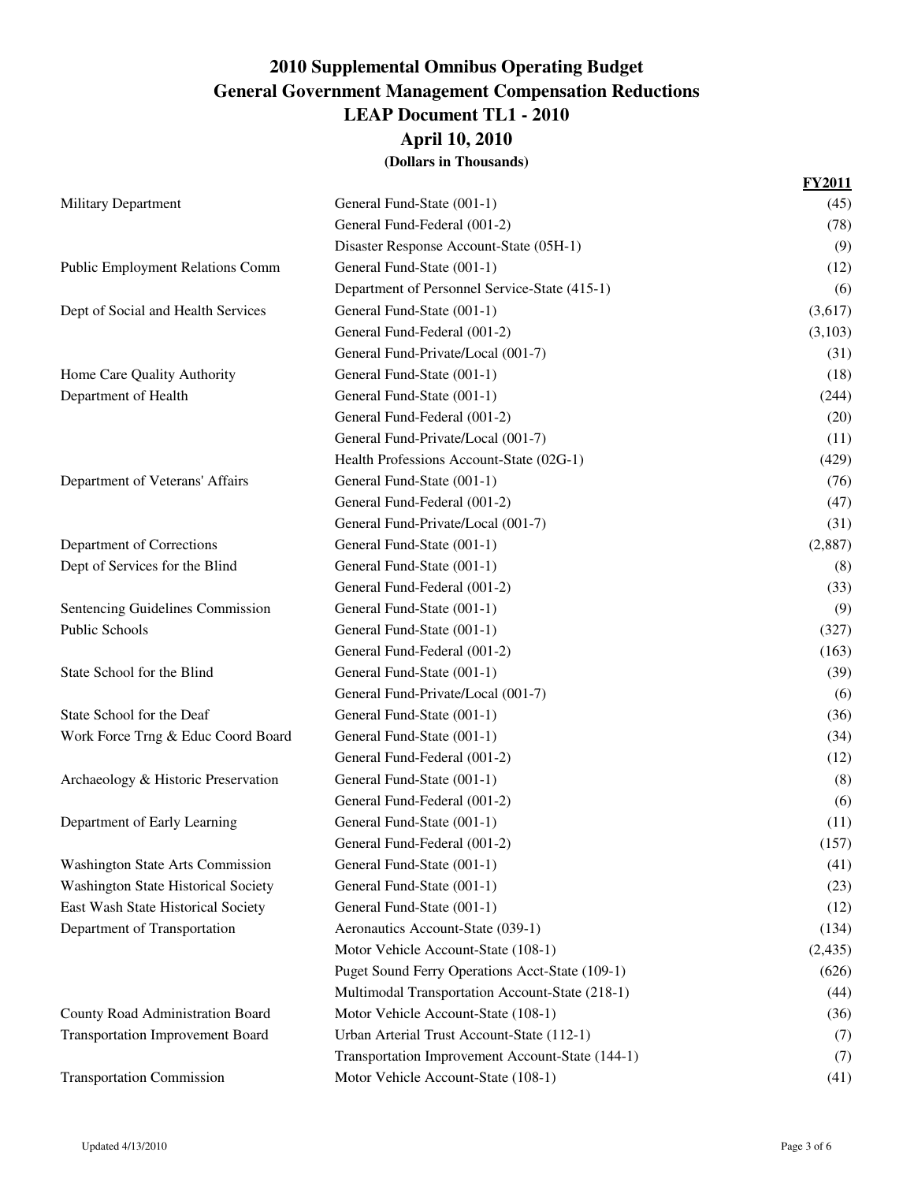# 2010 Supplemental Omnibus Operating Budget
## General Government Management Compensation Reductions
## LEAP Document TL1 - 2010
## April 10, 2010
**(Dollars in Thousands)**

| Agency | Fund | FY2011 |
|---|---|---|
| Military Department | General Fund-State (001-1) | (45) |
| | General Fund-Federal (001-2) | (78) |
| | Disaster Response Account-State (05H-1) | (9) |
| Public Employment Relations Comm | General Fund-State (001-1) | (12) |
| | Department of Personnel Service-State (415-1) | (6) |
| Dept of Social and Health Services | General Fund-State (001-1) | (3,617) |
| | General Fund-Federal (001-2) | (3,103) |
| | General Fund-Private/Local (001-7) | (31) |
| Home Care Quality Authority | General Fund-State (001-1) | (18) |
| Department of Health | General Fund-State (001-1) | (244) |
| | General Fund-Federal (001-2) | (20) |
| | General Fund-Private/Local (001-7) | (11) |
| | Health Professions Account-State (02G-1) | (429) |
| Department of Veterans' Affairs | General Fund-State (001-1) | (76) |
| | General Fund-Federal (001-2) | (47) |
| | General Fund-Private/Local (001-7) | (31) |
| Department of Corrections | General Fund-State (001-1) | (2,887) |
| Dept of Services for the Blind | General Fund-State (001-1) | (8) |
| | General Fund-Federal (001-2) | (33) |
| Sentencing Guidelines Commission | General Fund-State (001-1) | (9) |
| Public Schools | General Fund-State (001-1) | (327) |
| | General Fund-Federal (001-2) | (163) |
| State School for the Blind | General Fund-State (001-1) | (39) |
| | General Fund-Private/Local (001-7) | (6) |
| State School for the Deaf | General Fund-State (001-1) | (36) |
| Work Force Trng & Educ Coord Board | General Fund-State (001-1) | (34) |
| | General Fund-Federal (001-2) | (12) |
| Archaeology & Historic Preservation | General Fund-State (001-1) | (8) |
| | General Fund-Federal (001-2) | (6) |
| Department of Early Learning | General Fund-State (001-1) | (11) |
| | General Fund-Federal (001-2) | (157) |
| Washington State Arts Commission | General Fund-State (001-1) | (41) |
| Washington State Historical Society | General Fund-State (001-1) | (23) |
| East Wash State Historical Society | General Fund-State (001-1) | (12) |
| Department of Transportation | Aeronautics Account-State (039-1) | (134) |
| | Motor Vehicle Account-State (108-1) | (2,435) |
| | Puget Sound Ferry Operations Acct-State (109-1) | (626) |
| | Multimodal Transportation Account-State (218-1) | (44) |
| County Road Administration Board | Motor Vehicle Account-State (108-1) | (36) |
| Transportation Improvement Board | Urban Arterial Trust Account-State (112-1) | (7) |
| | Transportation Improvement Account-State (144-1) | (7) |
| Transportation Commission | Motor Vehicle Account-State (108-1) | (41) |

Updated 4/13/2010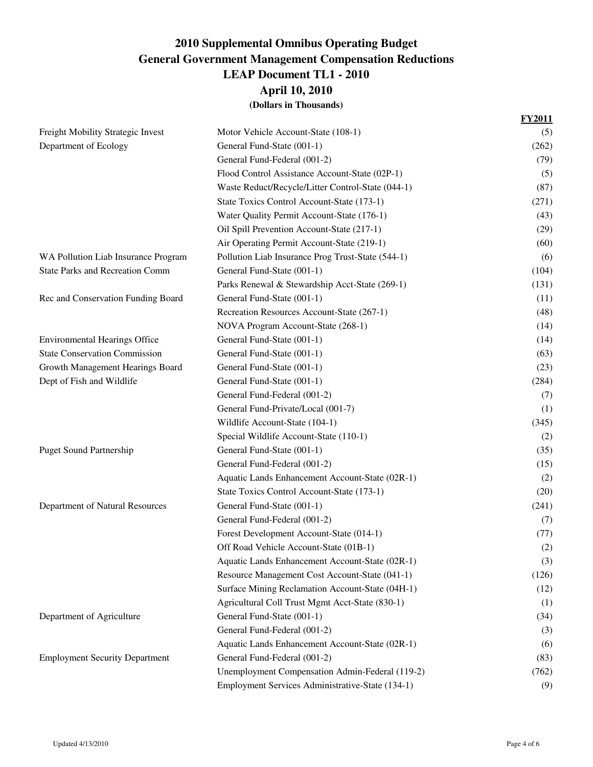# 2010 Supplemental Omnibus Operating Budget
## General Government Management Compensation Reductions
## LEAP Document TL1 - 2010
## April 10, 2010

**(Dollars in Thousands)**

| | | FY2011 |
|---|---|---|
| Freight Mobility Strategic Invest | Motor Vehicle Account-State (108-1) | (5) |
| Department of Ecology | General Fund-State (001-1) | (262) |
| | General Fund-Federal (001-2) | (79) |
| | Flood Control Assistance Account-State (02P-1) | (5) |
| | Waste Reduct/Recycle/Litter Control-State (044-1) | (87) |
| | State Toxics Control Account-State (173-1) | (271) |
| | Water Quality Permit Account-State (176-1) | (43) |
| | Oil Spill Prevention Account-State (217-1) | (29) |
| | Air Operating Permit Account-State (219-1) | (60) |
| WA Pollution Liab Insurance Program | Pollution Liab Insurance Prog Trust-State (544-1) | (6) |
| State Parks and Recreation Comm | General Fund-State (001-1) | (104) |
| | Parks Renewal & Stewardship Acct-State (269-1) | (131) |
| Rec and Conservation Funding Board | General Fund-State (001-1) | (11) |
| | Recreation Resources Account-State (267-1) | (48) |
| | NOVA Program Account-State (268-1) | (14) |
| Environmental Hearings Office | General Fund-State (001-1) | (14) |
| State Conservation Commission | General Fund-State (001-1) | (63) |
| Growth Management Hearings Board | General Fund-State (001-1) | (23) |
| Dept of Fish and Wildlife | General Fund-State (001-1) | (284) |
| | General Fund-Federal (001-2) | (7) |
| | General Fund-Private/Local (001-7) | (1) |
| | Wildlife Account-State (104-1) | (345) |
| | Special Wildlife Account-State (110-1) | (2) |
| Puget Sound Partnership | General Fund-State (001-1) | (35) |
| | General Fund-Federal (001-2) | (15) |
| | Aquatic Lands Enhancement Account-State (02R-1) | (2) |
| | State Toxics Control Account-State (173-1) | (20) |
| Department of Natural Resources | General Fund-State (001-1) | (241) |
| | General Fund-Federal (001-2) | (7) |
| | Forest Development Account-State (014-1) | (77) |
| | Off Road Vehicle Account-State (01B-1) | (2) |
| | Aquatic Lands Enhancement Account-State (02R-1) | (3) |
| | Resource Management Cost Account-State (041-1) | (126) |
| | Surface Mining Reclamation Account-State (04H-1) | (12) |
| | Agricultural Coll Trust Mgmt Acct-State (830-1) | (1) |
| Department of Agriculture | General Fund-State (001-1) | (34) |
| | General Fund-Federal (001-2) | (3) |
| | Aquatic Lands Enhancement Account-State (02R-1) | (6) |
| Employment Security Department | General Fund-Federal (001-2) | (83) |
| | Unemployment Compensation Admin-Federal (119-2) | (762) |
| | Employment Services Administrative-State (134-1) | (9) |

Updated 4/13/2010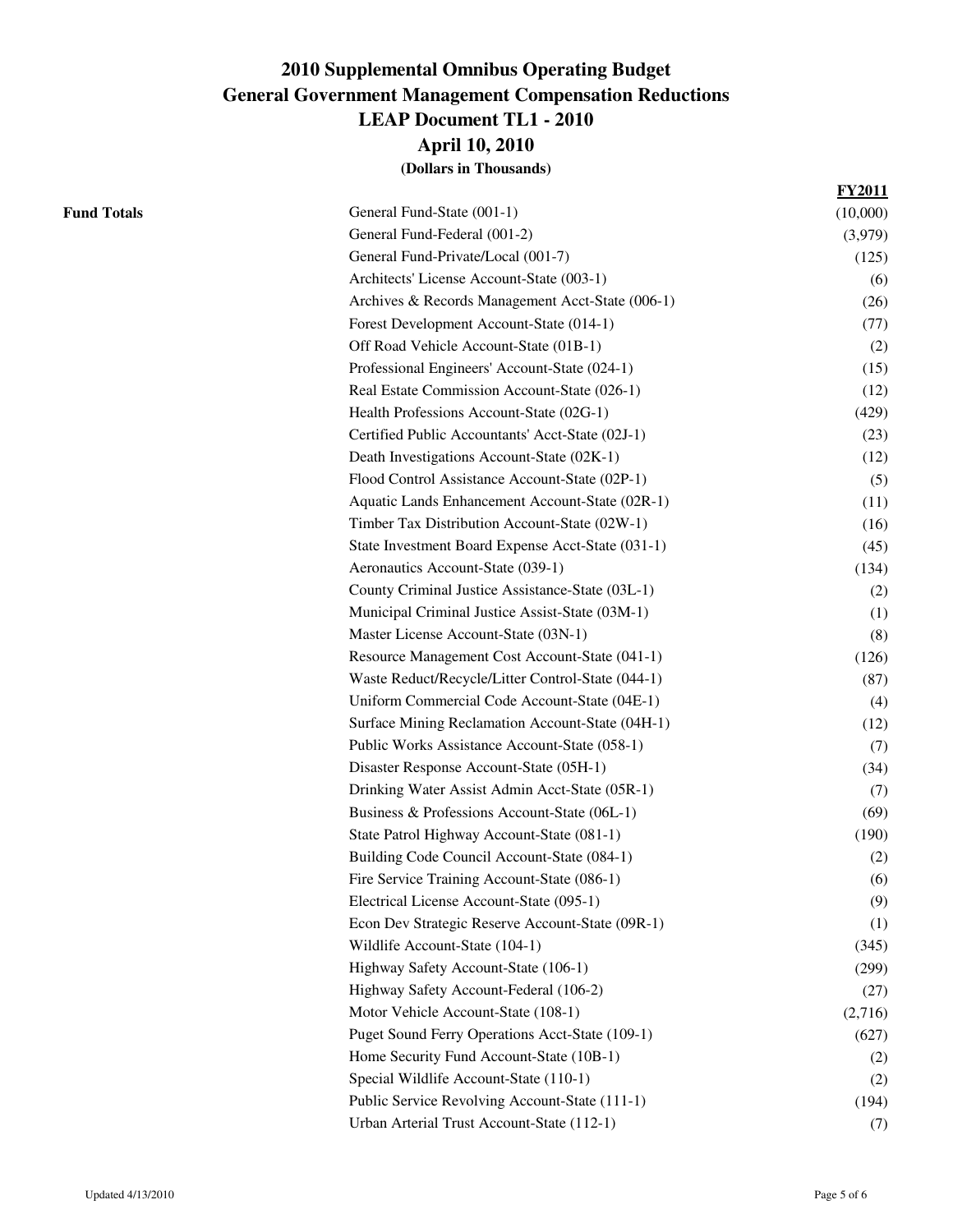# 2010 Supplemental Omnibus Operating Budget
## General Government Management Compensation Reductions
## LEAP Document TL1 - 2010
## April 10, 2010
**(Dollars in Thousands)**

| | | FY2011 |
|---|---|---|
| **Fund Totals** | General Fund-State (001-1) | (10,000) |
| | General Fund-Federal (001-2) | (3,979) |
| | General Fund-Private/Local (001-7) | (125) |
| | Architects' License Account-State (003-1) | (6) |
| | Archives & Records Management Acct-State (006-1) | (26) |
| | Forest Development Account-State (014-1) | (77) |
| | Off Road Vehicle Account-State (01B-1) | (2) |
| | Professional Engineers' Account-State (024-1) | (15) |
| | Real Estate Commission Account-State (026-1) | (12) |
| | Health Professions Account-State (02G-1) | (429) |
| | Certified Public Accountants' Acct-State (02J-1) | (23) |
| | Death Investigations Account-State (02K-1) | (12) |
| | Flood Control Assistance Account-State (02P-1) | (5) |
| | Aquatic Lands Enhancement Account-State (02R-1) | (11) |
| | Timber Tax Distribution Account-State (02W-1) | (16) |
| | State Investment Board Expense Acct-State (031-1) | (45) |
| | Aeronautics Account-State (039-1) | (134) |
| | County Criminal Justice Assistance-State (03L-1) | (2) |
| | Municipal Criminal Justice Assist-State (03M-1) | (1) |
| | Master License Account-State (03N-1) | (8) |
| | Resource Management Cost Account-State (041-1) | (126) |
| | Waste Reduct/Recycle/Litter Control-State (044-1) | (87) |
| | Uniform Commercial Code Account-State (04E-1) | (4) |
| | Surface Mining Reclamation Account-State (04H-1) | (12) |
| | Public Works Assistance Account-State (058-1) | (7) |
| | Disaster Response Account-State (05H-1) | (34) |
| | Drinking Water Assist Admin Acct-State (05R-1) | (7) |
| | Business & Professions Account-State (06L-1) | (69) |
| | State Patrol Highway Account-State (081-1) | (190) |
| | Building Code Council Account-State (084-1) | (2) |
| | Fire Service Training Account-State (086-1) | (6) |
| | Electrical License Account-State (095-1) | (9) |
| | Econ Dev Strategic Reserve Account-State (09R-1) | (1) |
| | Wildlife Account-State (104-1) | (345) |
| | Highway Safety Account-State (106-1) | (299) |
| | Highway Safety Account-Federal (106-2) | (27) |
| | Motor Vehicle Account-State (108-1) | (2,716) |
| | Puget Sound Ferry Operations Acct-State (109-1) | (627) |
| | Home Security Fund Account-State (10B-1) | (2) |
| | Special Wildlife Account-State (110-1) | (2) |
| | Public Service Revolving Account-State (111-1) | (194) |
| | Urban Arterial Trust Account-State (112-1) | (7) |

Updated 4/13/2010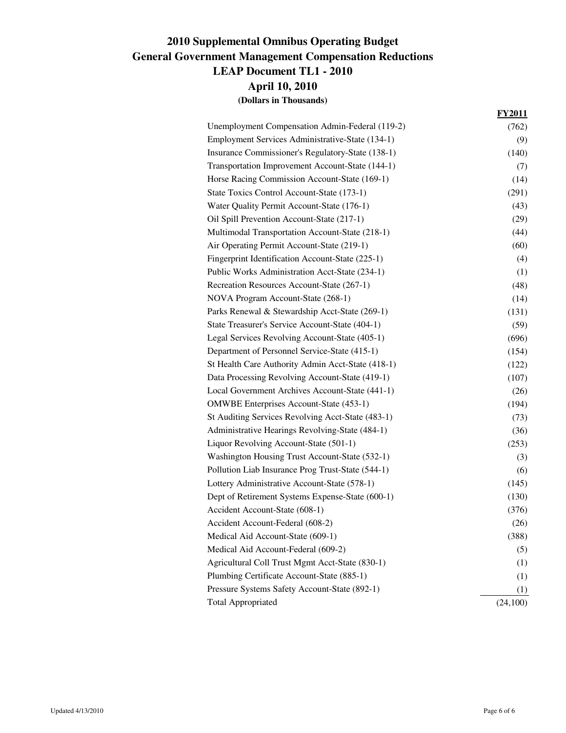# 2010 Supplemental Omnibus Operating Budget
## General Government Management Compensation Reductions
### LEAP Document TL1 - 2010
### April 10, 2010
**(Dollars in Thousands)**

| | FY2011 |
|---|---|
| Unemployment Compensation Admin-Federal (119-2) | (762) |
| Employment Services Administrative-State (134-1) | (9) |
| Insurance Commissioner's Regulatory-State (138-1) | (140) |
| Transportation Improvement Account-State (144-1) | (7) |
| Horse Racing Commission Account-State (169-1) | (14) |
| State Toxics Control Account-State (173-1) | (291) |
| Water Quality Permit Account-State (176-1) | (43) |
| Oil Spill Prevention Account-State (217-1) | (29) |
| Multimodal Transportation Account-State (218-1) | (44) |
| Air Operating Permit Account-State (219-1) | (60) |
| Fingerprint Identification Account-State (225-1) | (4) |
| Public Works Administration Acct-State (234-1) | (1) |
| Recreation Resources Account-State (267-1) | (48) |
| NOVA Program Account-State (268-1) | (14) |
| Parks Renewal & Stewardship Acct-State (269-1) | (131) |
| State Treasurer's Service Account-State (404-1) | (59) |
| Legal Services Revolving Account-State (405-1) | (696) |
| Department of Personnel Service-State (415-1) | (154) |
| St Health Care Authority Admin Acct-State (418-1) | (122) |
| Data Processing Revolving Account-State (419-1) | (107) |
| Local Government Archives Account-State (441-1) | (26) |
| OMWBE Enterprises Account-State (453-1) | (194) |
| St Auditing Services Revolving Acct-State (483-1) | (73) |
| Administrative Hearings Revolving-State (484-1) | (36) |
| Liquor Revolving Account-State (501-1) | (253) |
| Washington Housing Trust Account-State (532-1) | (3) |
| Pollution Liab Insurance Prog Trust-State (544-1) | (6) |
| Lottery Administrative Account-State (578-1) | (145) |
| Dept of Retirement Systems Expense-State (600-1) | (130) |
| Accident Account-State (608-1) | (376) |
| Accident Account-Federal (608-2) | (26) |
| Medical Aid Account-State (609-1) | (388) |
| Medical Aid Account-Federal (609-2) | (5) |
| Agricultural Coll Trust Mgmt Acct-State (830-1) | (1) |
| Plumbing Certificate Account-State (885-1) | (1) |
| Pressure Systems Safety Account-State (892-1) | (1) |
| Total Appropriated | (24,100) |

Updated 4/13/2010